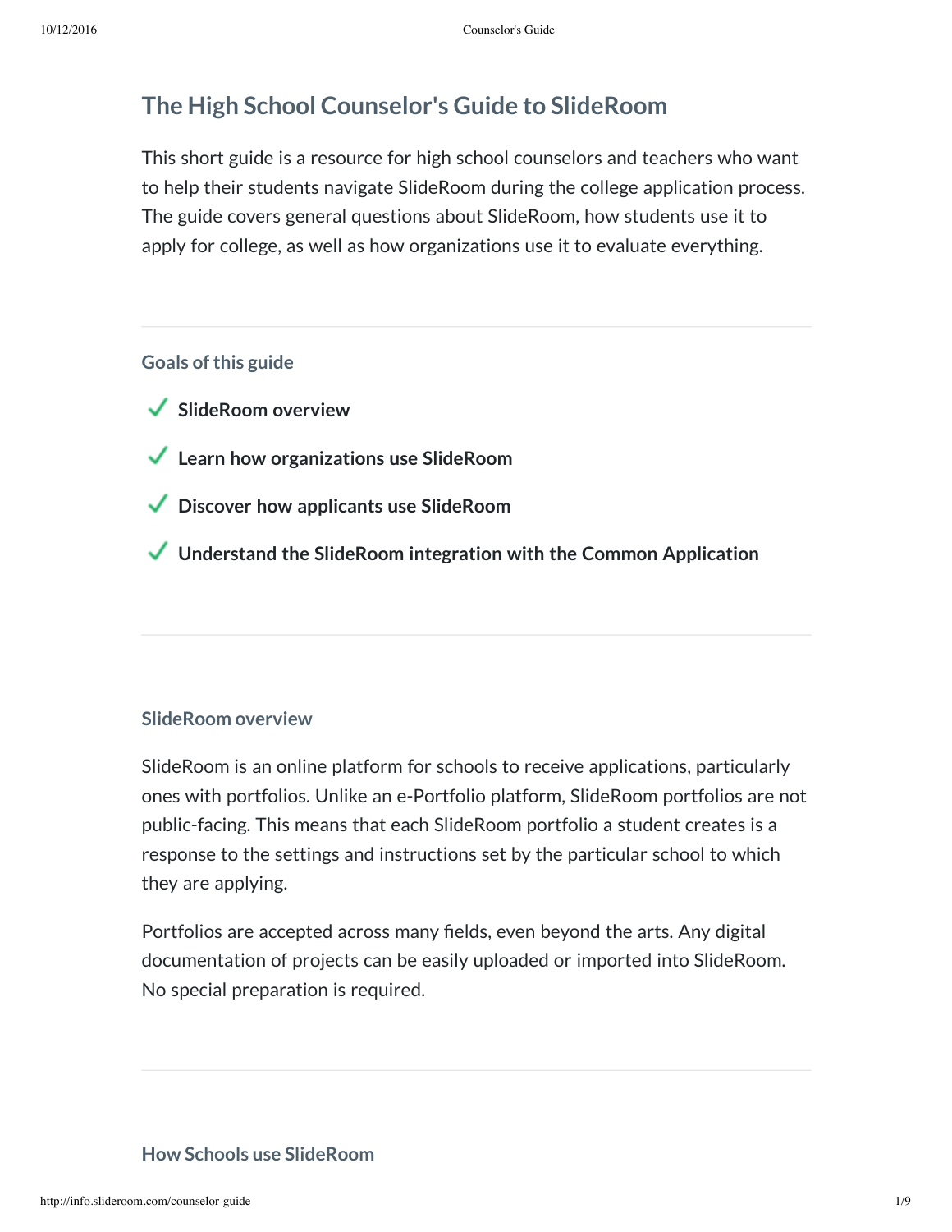# The High School Counselor's Guide to SlideRoom

This short guide is a resource for high school counselors and teachers who want to help their students navigate SlideRoom during the college application process. The guide covers general questions about SlideRoom, how students use it to apply for college, as well as how organizations use it to evaluate everything.

---

## Goals of this guide

- ✓ **SlideRoom overview**
- ✓ **Learn how organizations use SlideRoom**
- ✓ **Discover how applicants use SlideRoom**
- ✓ **Understand the SlideRoom integration with the Common Application**

---

## SlideRoom overview

SlideRoom is an online platform for schools to receive applications, particularly ones with portfolios. Unlike an e-Portfolio platform, SlideRoom portfolios are not public-facing. This means that each SlideRoom portfolio a student creates is a response to the settings and instructions set by the particular school to which they are applying.

Portfolios are accepted across many fields, even beyond the arts. Any digital documentation of projects can be easily uploaded or imported into SlideRoom. No special preparation is required.

---

## How Schools use SlideRoom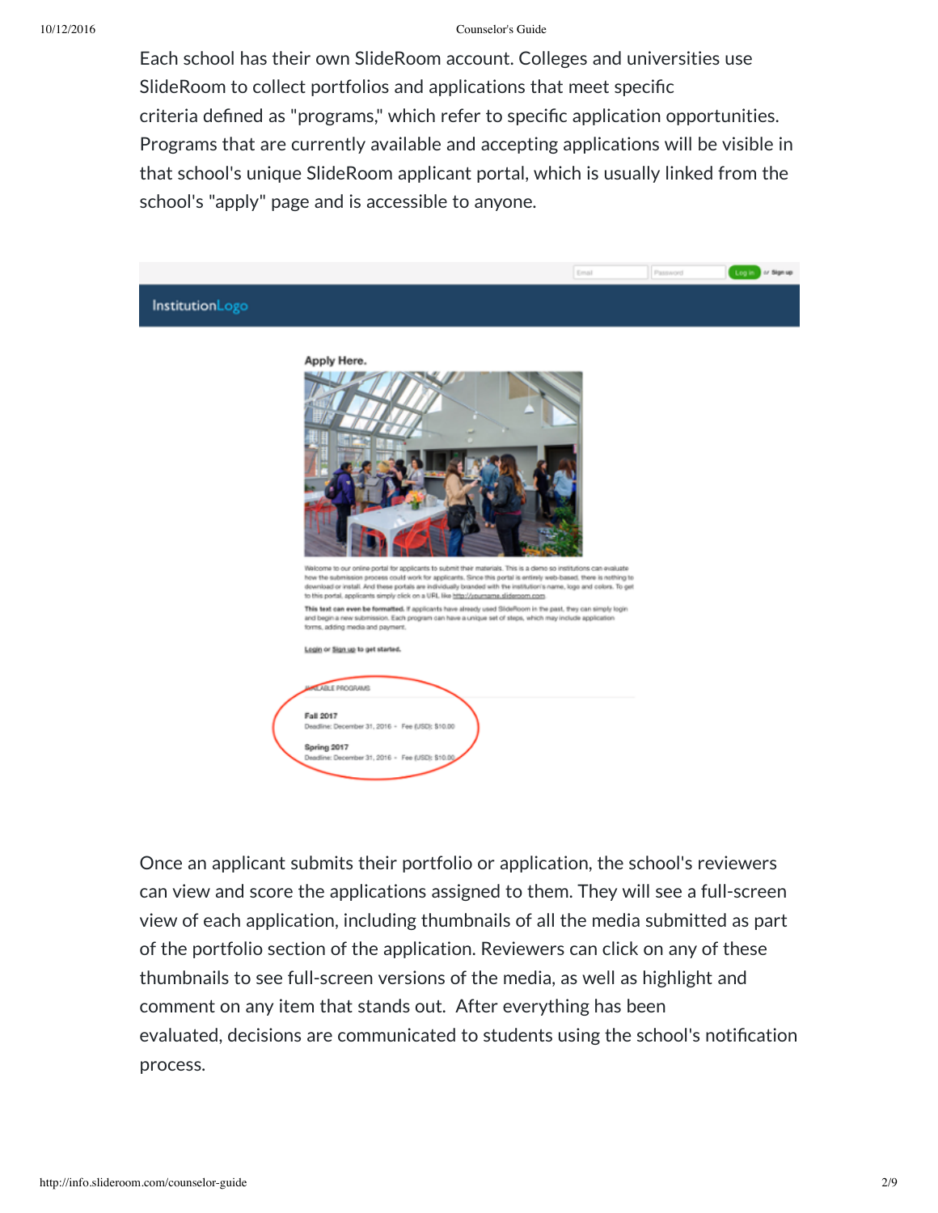Each school has their own SlideRoom account. Colleges and universities use SlideRoom to collect portfolios and applications that meet specific criteria defined as "programs," which refer to specific application opportunities. Programs that are currently available and accepting applications will be visible in that school's unique SlideRoom applicant portal, which is usually linked from the school's "apply" page and is accessible to anyone.

Once an applicant submits their portfolio or application, the school's reviewers can view and score the applications assigned to them. They will see a full-screen view of each application, including thumbnails of all the media submitted as part of the portfolio section of the application. Reviewers can click on any of these thumbnails to see full-screen versions of the media, as well as highlight and comment on any item that stands out. After everything has been evaluated, decisions are communicated to students using the school's notification process.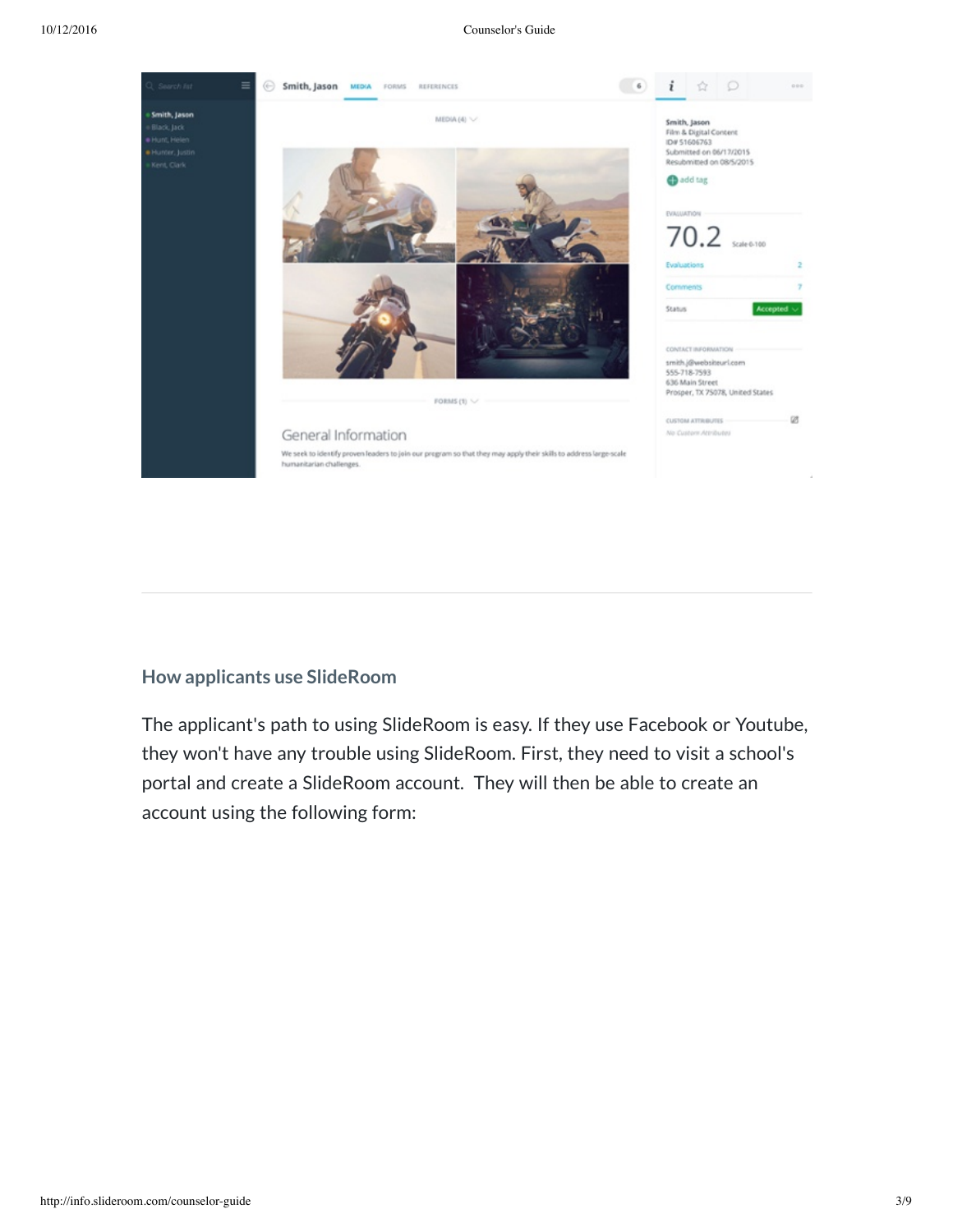## How applicants use SlideRoom

The applicant's path to using SlideRoom is easy. If they use Facebook or Youtube, they won't have any trouble using SlideRoom. First, they need to visit a school's portal and create a SlideRoom account. They will then be able to create an account using the following form: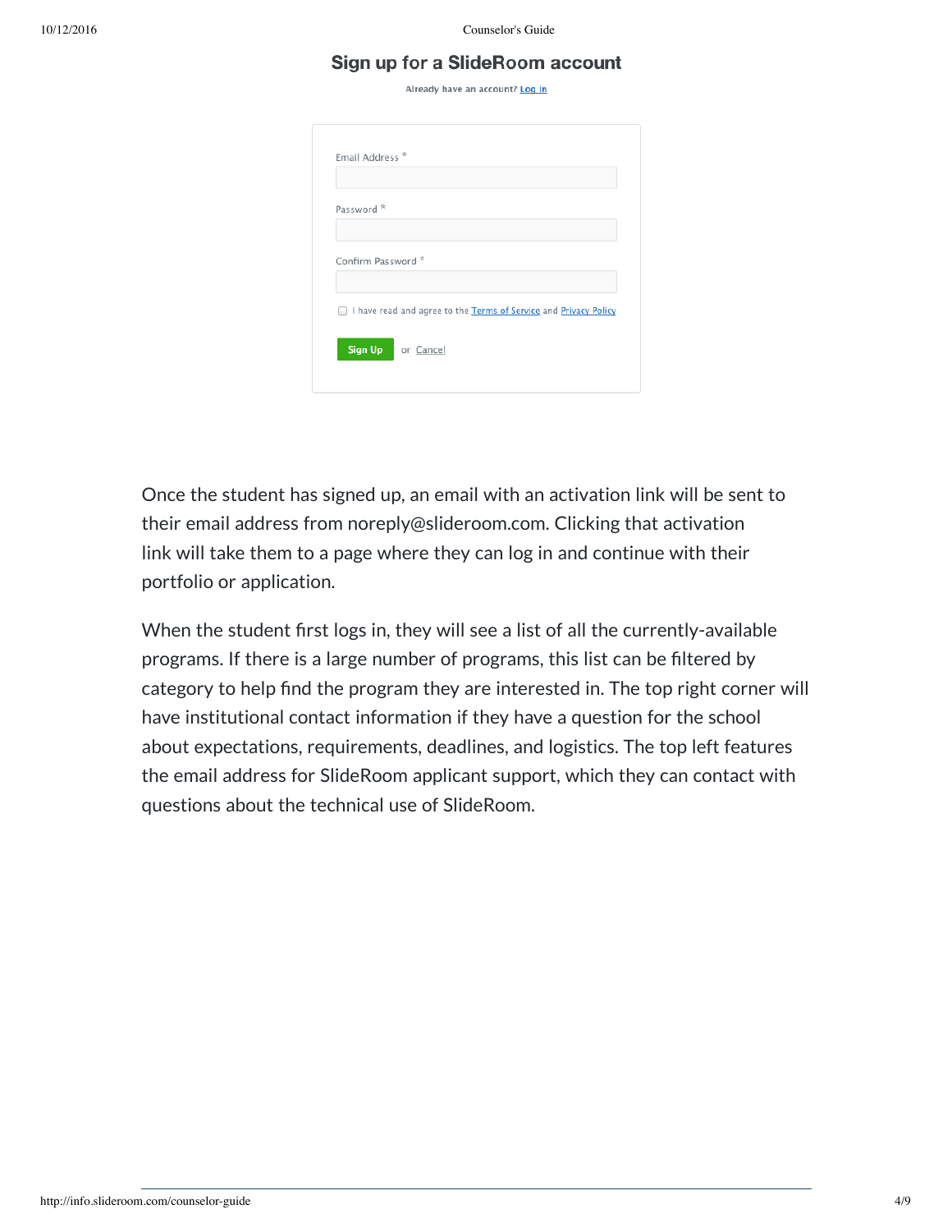## Sign up for a SlideRoom account

Already have an account? Log in

Email Address *

Password *

Confirm Password *

I have read and agree to the Terms of Service and Privacy Policy

Sign Up or Cancel

Once the student has signed up, an email with an activation link will be sent to their email address from noreply@slideroom.com. Clicking that activation link will take them to a page where they can log in and continue with their portfolio or application.

When the student first logs in, they will see a list of all the currently-available programs. If there is a large number of programs, this list can be filtered by category to help find the program they are interested in. The top right corner will have institutional contact information if they have a question for the school about expectations, requirements, deadlines, and logistics. The top left features the email address for SlideRoom applicant support, which they can contact with questions about the technical use of SlideRoom.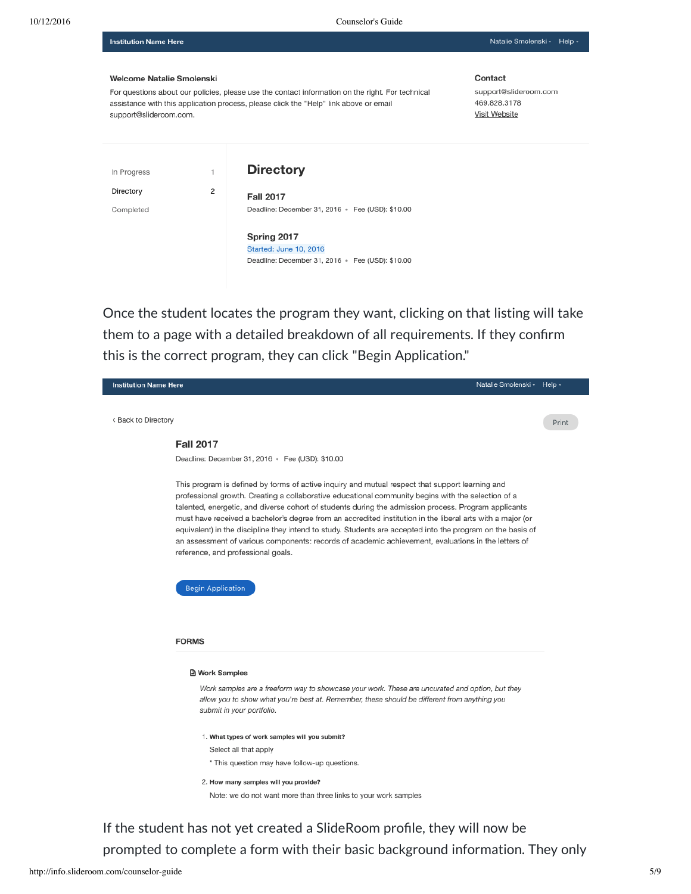Institution Name Here | Natalie Smolenski ▾ Help ▾

**Welcome Natalie Smolenski**

For questions about our policies, please use the contact information on the right. For technical assistance with this application process, please click the "Help" link above or email support@slideroom.com.

**Contact**

support@slideroom.com
469.828.3178
Visit Website

In Progress 1
Directory 2
Completed

## Directory

**Fall 2017**
Deadline: December 31, 2016 • Fee (USD): $10.00

**Spring 2017**
Started: June 10, 2016
Deadline: December 31, 2016 • Fee (USD): $10.00

Once the student locates the program they want, clicking on that listing will take them to a page with a detailed breakdown of all requirements. If they confirm this is the correct program, they can click "Begin Application."

Institution Name Here | Natalie Smolenski ▾ Help ▾

‹ Back to Directory | Print

**Fall 2017**
Deadline: December 31, 2016 • Fee (USD): $10.00

This program is defined by forms of active inquiry and mutual respect that support learning and professional growth. Creating a collaborative educational community begins with the selection of a talented, energetic, and diverse cohort of students during the admission process. Program applicants must have received a bachelor's degree from an accredited institution in the liberal arts with a major (or equivalent) in the discipline they intend to study. Students are accepted into the program on the basis of an assessment of various components: records of academic achievement, evaluations in the letters of reference, and professional goals.

Begin Application

**FORMS**

**Work Samples**

*Work samples are a freeform way to showcase your work. These are uncurated and option, but they allow you to show what you're best at. Remember, these should be different from anything you submit in your portfolio.*

1. **What types of work samples will you submit?**
   Select all that apply
   * This question may have follow-up questions.
2. **How many samples will you provide?**
   Note: we do not want more than three links to your work samples

If the student has not yet created a SlideRoom profile, they will now be prompted to complete a form with their basic background information. They only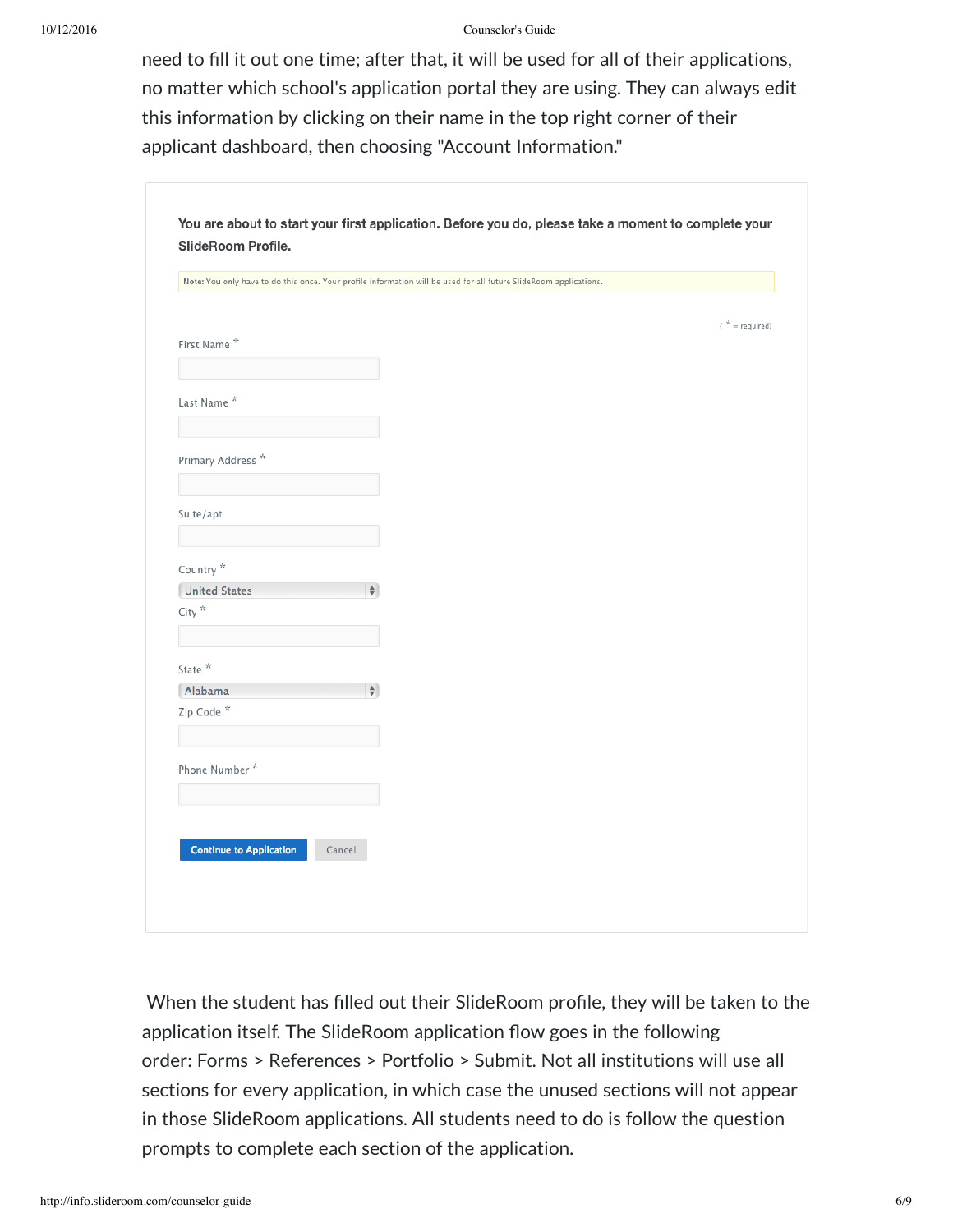need to fill it out one time; after that, it will be used for all of their applications, no matter which school's application portal they are using. They can always edit this information by clicking on their name in the top right corner of their applicant dashboard, then choosing "Account Information."

**You are about to start your first application. Before you do, please take a moment to complete your SlideRoom Profile.**

**Note:** You only have to do this once. Your profile information will be used for all future SlideRoom applications.

( * = required)

First Name *

Last Name *

Primary Address *

Suite/apt

Country *

United States

City *

State *

Alabama

Zip Code *

Phone Number *

Continue to Application    Cancel

When the student has filled out their SlideRoom profile, they will be taken to the application itself. The SlideRoom application flow goes in the following order: Forms > References > Portfolio > Submit. Not all institutions will use all sections for every application, in which case the unused sections will not appear in those SlideRoom applications. All students need to do is follow the question prompts to complete each section of the application.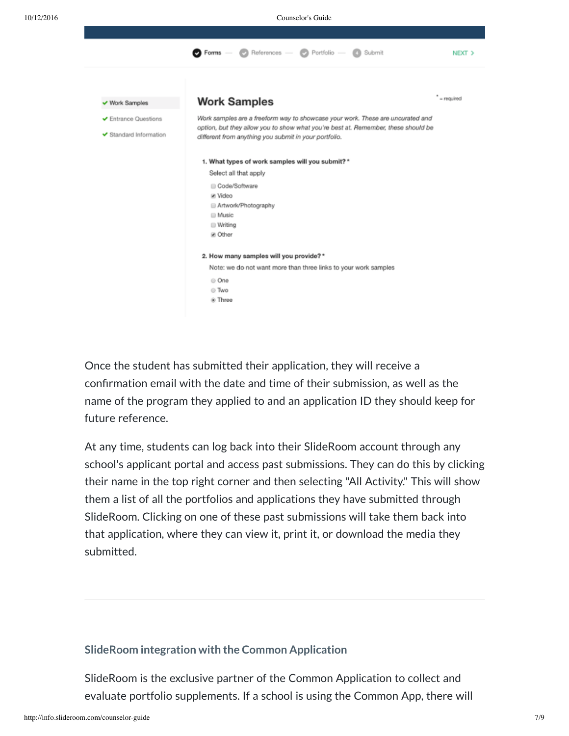Forms — References — Portfolio — 4 Submit NEXT >

- ✔ Work Samples
- ✔ Entrance Questions
- ✔ Standard Information

## Work Samples

* = required

*Work samples are a freeform way to showcase your work. These are uncurated and option, but they allow you to show what you're best at. Remember, these should be different from anything you submit in your portfolio.*

**1. What types of work samples will you submit? ***

Select all that apply

- [ ] Code/Software
- [x] Video
- [ ] Artwork/Photography
- [ ] Music
- [ ] Writing
- [x] Other

**2. How many samples will you provide? ***

Note: we do not want more than three links to your work samples

- ○ One
- ○ Two
- ● Three

Once the student has submitted their application, they will receive a confirmation email with the date and time of their submission, as well as the name of the program they applied to and an application ID they should keep for future reference.

At any time, students can log back into their SlideRoom account through any school's applicant portal and access past submissions. They can do this by clicking their name in the top right corner and then selecting "All Activity." This will show them a list of all the portfolios and applications they have submitted through SlideRoom. Clicking on one of these past submissions will take them back into that application, where they can view it, print it, or download the media they submitted.

---

### SlideRoom integration with the Common Application

SlideRoom is the exclusive partner of the Common Application to collect and evaluate portfolio supplements. If a school is using the Common App, there will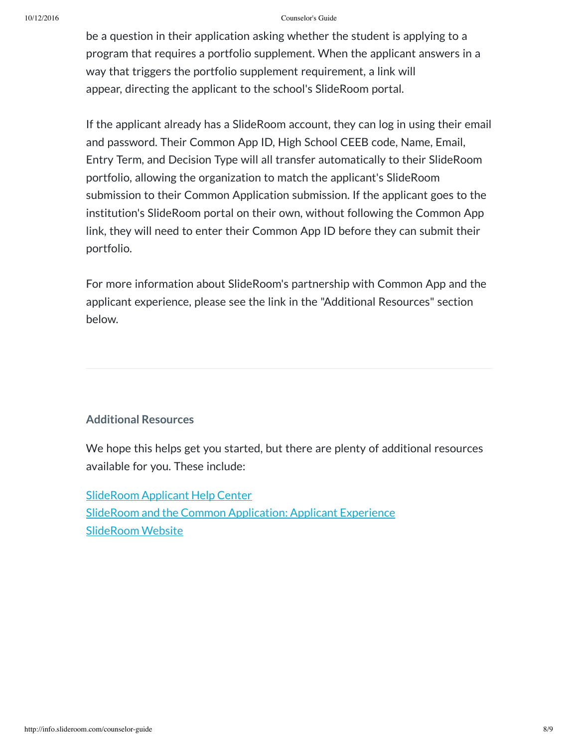be a question in their application asking whether the student is applying to a program that requires a portfolio supplement. When the applicant answers in a way that triggers the portfolio supplement requirement, a link will appear, directing the applicant to the school's SlideRoom portal.

If the applicant already has a SlideRoom account, they can log in using their email and password. Their Common App ID, High School CEEB code, Name, Email, Entry Term, and Decision Type will all transfer automatically to their SlideRoom portfolio, allowing the organization to match the applicant's SlideRoom submission to their Common Application submission. If the applicant goes to the institution's SlideRoom portal on their own, without following the Common App link, they will need to enter their Common App ID before they can submit their portfolio.

For more information about SlideRoom's partnership with Common App and the applicant experience, please see the link in the "Additional Resources" section below.

---

### Additional Resources

We hope this helps get you started, but there are plenty of additional resources available for you. These include:

SlideRoom Applicant Help Center
SlideRoom and the Common Application: Applicant Experience
SlideRoom Website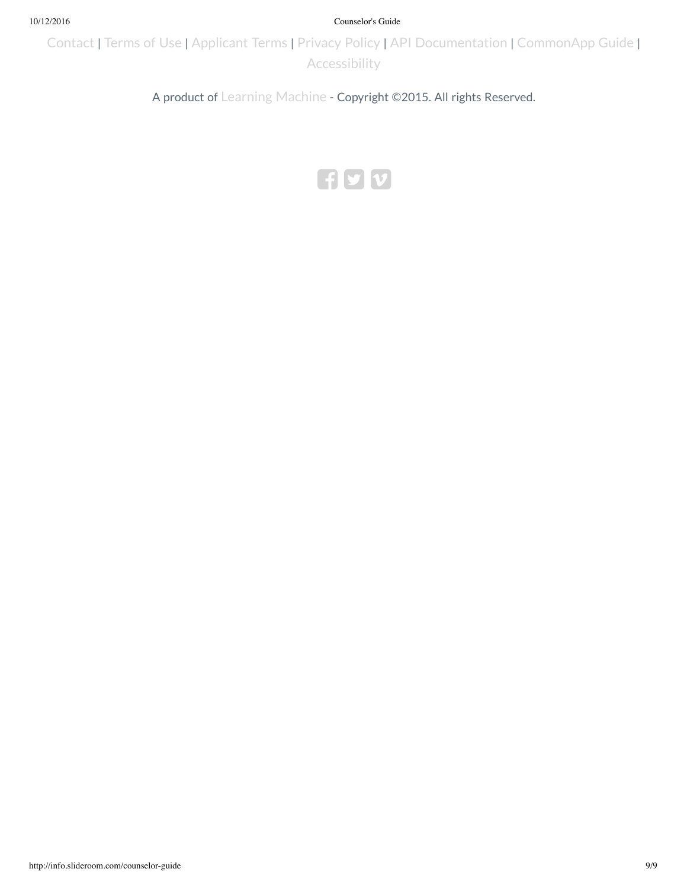Contact | Terms of Use | Applicant Terms | Privacy Policy | API Documentation | CommonApp Guide | Accessibility

A product of Learning Machine - Copyright ©2015. All rights Reserved.